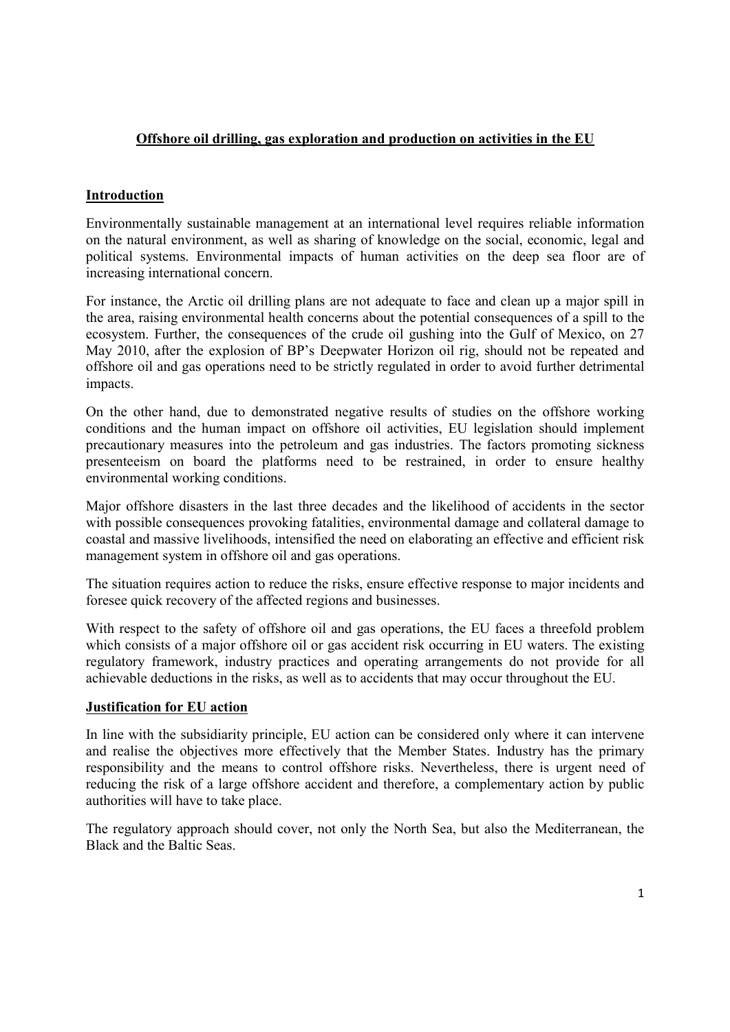# Offshore oil drilling, gas exploration and production on activities in the EU

## Introduction

Environmentally sustainable management at an international level requires reliable information on the natural environment, as well as sharing of knowledge on the social, economic, legal and political systems. Environmental impacts of human activities on the deep sea floor are of increasing international concern.

For instance, the Arctic oil drilling plans are not adequate to face and clean up a major spill in the area, raising environmental health concerns about the potential consequences of a spill to the ecosystem. Further, the consequences of the crude oil gushing into the Gulf of Mexico, on 27 May 2010, after the explosion of BP's Deepwater Horizon oil rig, should not be repeated and offshore oil and gas operations need to be strictly regulated in order to avoid further detrimental impacts.

On the other hand, due to demonstrated negative results of studies on the offshore working conditions and the human impact on offshore oil activities, EU legislation should implement precautionary measures into the petroleum and gas industries. The factors promoting sickness presenteeism on board the platforms need to be restrained, in order to ensure healthy environmental working conditions.

Major offshore disasters in the last three decades and the likelihood of accidents in the sector with possible consequences provoking fatalities, environmental damage and collateral damage to coastal and massive livelihoods, intensified the need on elaborating an effective and efficient risk management system in offshore oil and gas operations.

The situation requires action to reduce the risks, ensure effective response to major incidents and foresee quick recovery of the affected regions and businesses.

With respect to the safety of offshore oil and gas operations, the EU faces a threefold problem which consists of a major offshore oil or gas accident risk occurring in EU waters. The existing regulatory framework, industry practices and operating arrangements do not provide for all achievable deductions in the risks, as well as to accidents that may occur throughout the EU.

## Justification for EU action

In line with the subsidiarity principle, EU action can be considered only where it can intervene and realise the objectives more effectively that the Member States. Industry has the primary responsibility and the means to control offshore risks. Nevertheless, there is urgent need of reducing the risk of a large offshore accident and therefore, a complementary action by public authorities will have to take place.

The regulatory approach should cover, not only the North Sea, but also the Mediterranean, the Black and the Baltic Seas.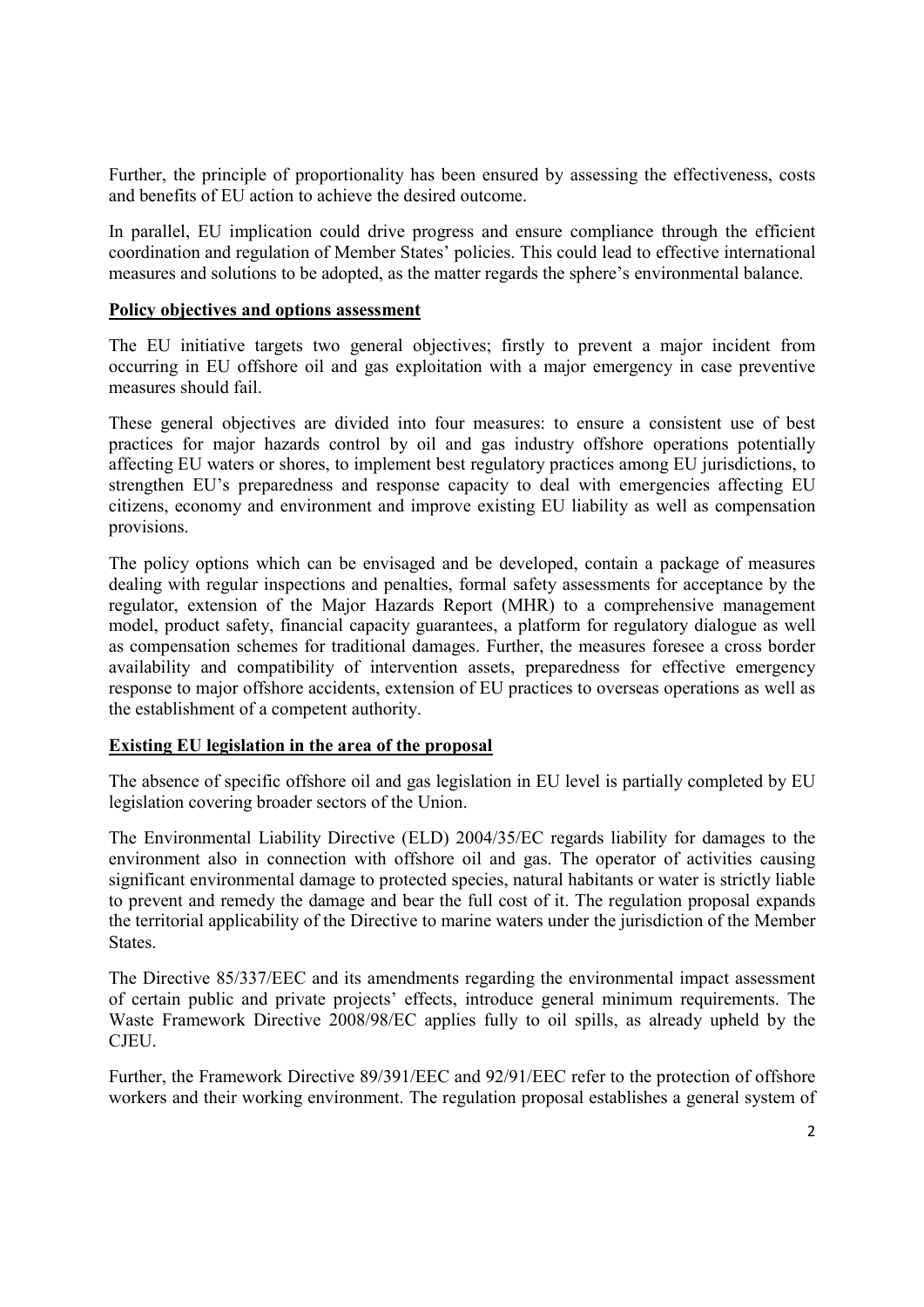Further, the principle of proportionality has been ensured by assessing the effectiveness, costs and benefits of EU action to achieve the desired outcome.

In parallel, EU implication could drive progress and ensure compliance through the efficient coordination and regulation of Member States' policies. This could lead to effective international measures and solutions to be adopted, as the matter regards the sphere's environmental balance.

## Policy objectives and options assessment

The EU initiative targets two general objectives; firstly to prevent a major incident from occurring in EU offshore oil and gas exploitation with a major emergency in case preventive measures should fail.

These general objectives are divided into four measures: to ensure a consistent use of best practices for major hazards control by oil and gas industry offshore operations potentially affecting EU waters or shores, to implement best regulatory practices among EU jurisdictions, to strengthen EU's preparedness and response capacity to deal with emergencies affecting EU citizens, economy and environment and improve existing EU liability as well as compensation provisions.

The policy options which can be envisaged and be developed, contain a package of measures dealing with regular inspections and penalties, formal safety assessments for acceptance by the regulator, extension of the Major Hazards Report (MHR) to a comprehensive management model, product safety, financial capacity guarantees, a platform for regulatory dialogue as well as compensation schemes for traditional damages. Further, the measures foresee a cross border availability and compatibility of intervention assets, preparedness for effective emergency response to major offshore accidents, extension of EU practices to overseas operations as well as the establishment of a competent authority.

## Existing EU legislation in the area of the proposal

The absence of specific offshore oil and gas legislation in EU level is partially completed by EU legislation covering broader sectors of the Union.

The Environmental Liability Directive (ELD) 2004/35/EC regards liability for damages to the environment also in connection with offshore oil and gas. The operator of activities causing significant environmental damage to protected species, natural habitants or water is strictly liable to prevent and remedy the damage and bear the full cost of it. The regulation proposal expands the territorial applicability of the Directive to marine waters under the jurisdiction of the Member States.

The Directive 85/337/EEC and its amendments regarding the environmental impact assessment of certain public and private projects' effects, introduce general minimum requirements. The Waste Framework Directive 2008/98/EC applies fully to oil spills, as already upheld by the CJEU.

Further, the Framework Directive 89/391/EEC and 92/91/EEC refer to the protection of offshore workers and their working environment. The regulation proposal establishes a general system of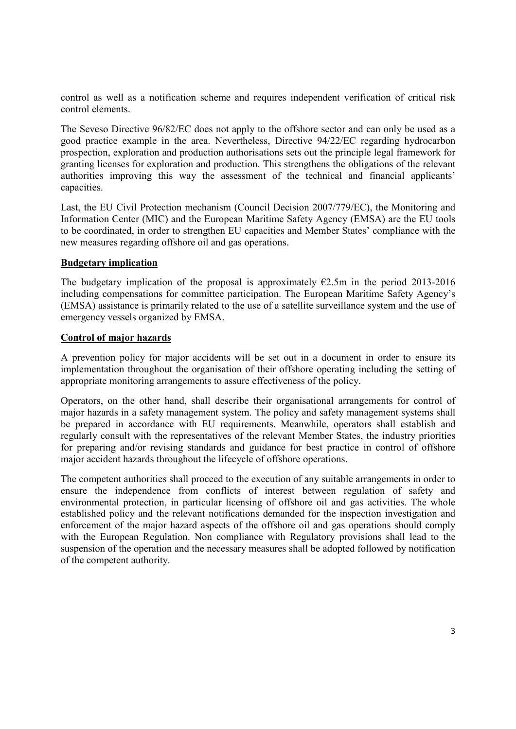control as well as a notification scheme and requires independent verification of critical risk control elements.

The Seveso Directive 96/82/EC does not apply to the offshore sector and can only be used as a good practice example in the area. Nevertheless, Directive 94/22/EC regarding hydrocarbon prospection, exploration and production authorisations sets out the principle legal framework for granting licenses for exploration and production. This strengthens the obligations of the relevant authorities improving this way the assessment of the technical and financial applicants' capacities.

Last, the EU Civil Protection mechanism (Council Decision 2007/779/EC), the Monitoring and Information Center (MIC) and the European Maritime Safety Agency (EMSA) are the EU tools to be coordinated, in order to strengthen EU capacities and Member States' compliance with the new measures regarding offshore oil and gas operations.

**Budgetary implication**

The budgetary implication of the proposal is approximately €2.5m in the period 2013-2016 including compensations for committee participation. The European Maritime Safety Agency's (EMSA) assistance is primarily related to the use of a satellite surveillance system and the use of emergency vessels organized by EMSA.

**Control of major hazards**

A prevention policy for major accidents will be set out in a document in order to ensure its implementation throughout the organisation of their offshore operating including the setting of appropriate monitoring arrangements to assure effectiveness of the policy.

Operators, on the other hand, shall describe their organisational arrangements for control of major hazards in a safety management system. The policy and safety management systems shall be prepared in accordance with EU requirements. Meanwhile, operators shall establish and regularly consult with the representatives of the relevant Member States, the industry priorities for preparing and/or revising standards and guidance for best practice in control of offshore major accident hazards throughout the lifecycle of offshore operations.

The competent authorities shall proceed to the execution of any suitable arrangements in order to ensure the independence from conflicts of interest between regulation of safety and environmental protection, in particular licensing of offshore oil and gas activities. The whole established policy and the relevant notifications demanded for the inspection investigation and enforcement of the major hazard aspects of the offshore oil and gas operations should comply with the European Regulation. Non compliance with Regulatory provisions shall lead to the suspension of the operation and the necessary measures shall be adopted followed by notification of the competent authority.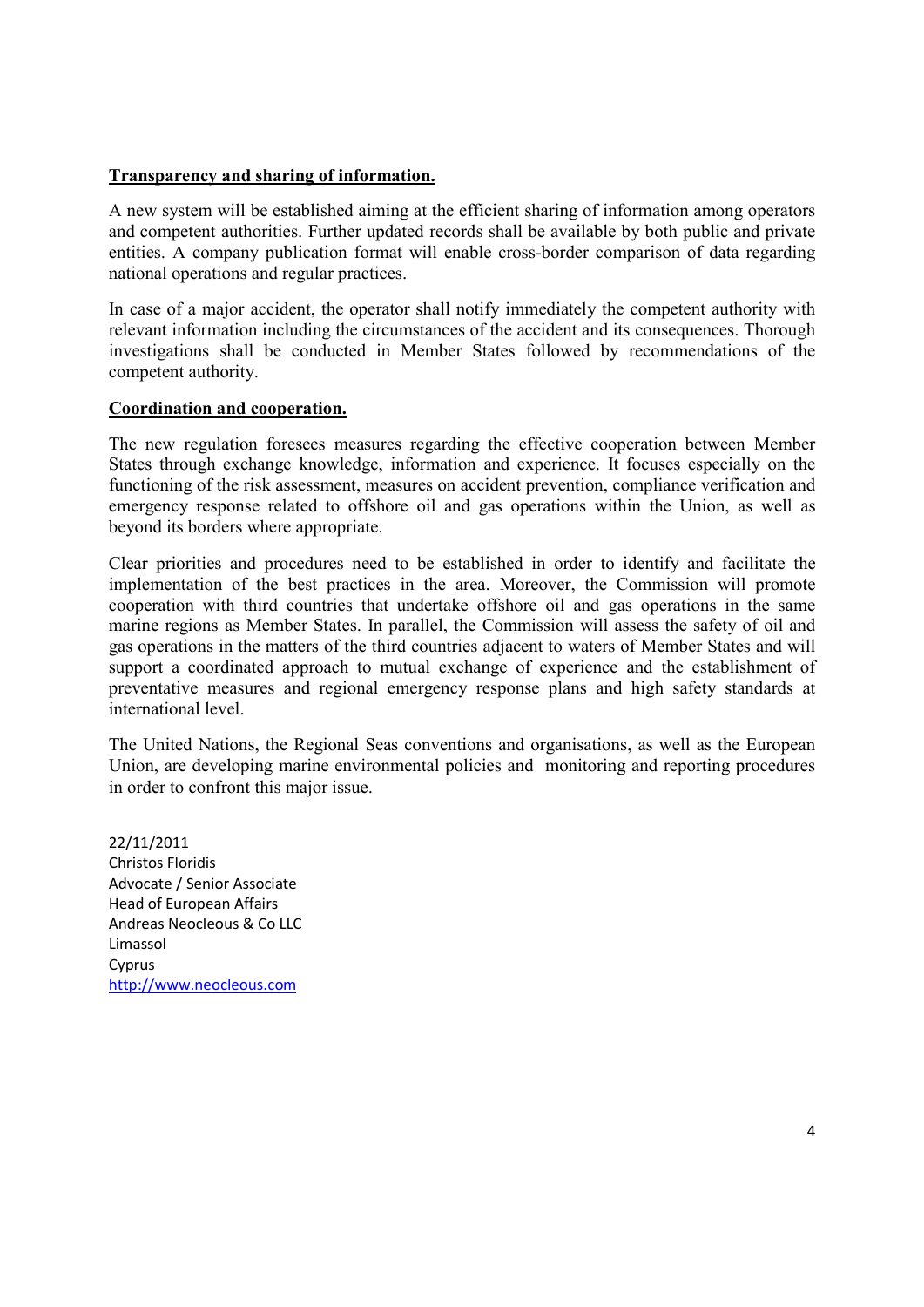**Transparency and sharing of information.**

A new system will be established aiming at the efficient sharing of information among operators and competent authorities. Further updated records shall be available by both public and private entities. A company publication format will enable cross-border comparison of data regarding national operations and regular practices.

In case of a major accident, the operator shall notify immediately the competent authority with relevant information including the circumstances of the accident and its consequences. Thorough investigations shall be conducted in Member States followed by recommendations of the competent authority.

**Coordination and cooperation.**

The new regulation foresees measures regarding the effective cooperation between Member States through exchange knowledge, information and experience. It focuses especially on the functioning of the risk assessment, measures on accident prevention, compliance verification and emergency response related to offshore oil and gas operations within the Union, as well as beyond its borders where appropriate.

Clear priorities and procedures need to be established in order to identify and facilitate the implementation of the best practices in the area. Moreover, the Commission will promote cooperation with third countries that undertake offshore oil and gas operations in the same marine regions as Member States. In parallel, the Commission will assess the safety of oil and gas operations in the matters of the third countries adjacent to waters of Member States and will support a coordinated approach to mutual exchange of experience and the establishment of preventative measures and regional emergency response plans and high safety standards at international level.

The United Nations, the Regional Seas conventions and organisations, as well as the European Union, are developing marine environmental policies and monitoring and reporting procedures in order to confront this major issue.

22/11/2011
Christos Floridis
Advocate / Senior Associate
Head of European Affairs
Andreas Neocleous & Co LLC
Limassol
Cyprus
http://www.neocleous.com